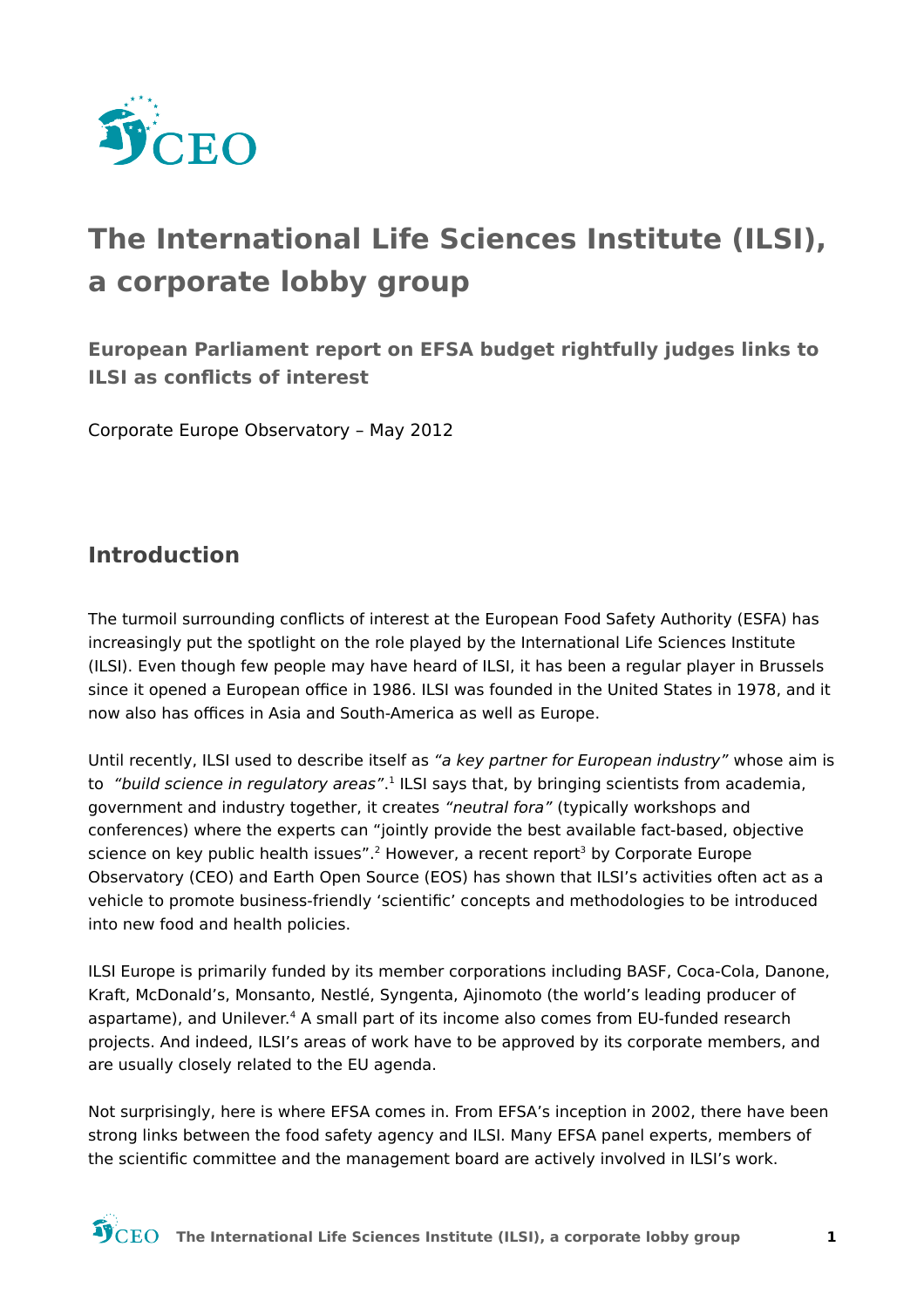# The International Life Sciences Institute (ILSI), a corporate lobby group

### European Parliament report on EFSA budget rightfully judges links to ILSI as conflicts of interest

Corporate Europe Observatory – May 2012

## Introduction

The turmoil surrounding conflicts of interest at the European Food Safety Authority (ESFA) has increasingly put the spotlight on the role played by the International Life Sciences Institute (ILSI). Even though few people may have heard of ILSI, it has been a regular player in Brussels since it opened a European office in 1986. ILSI was founded in the United States in 1978, and it now also has offices in Asia and South-America as well as Europe.

Until recently, ILSI used to describe itself as *"a key partner for European industry"* whose aim is to *"build science in regulatory areas"*.[1] ILSI says that, by bringing scientists from academia, government and industry together, it creates *"neutral fora"* (typically workshops and conferences) where the experts can "jointly provide the best available fact-based, objective science on key public health issues".[2] However, a recent report[3] by Corporate Europe Observatory (CEO) and Earth Open Source (EOS) has shown that ILSI's activities often act as a vehicle to promote business-friendly 'scientific' concepts and methodologies to be introduced into new food and health policies.

ILSI Europe is primarily funded by its member corporations including BASF, Coca-Cola, Danone, Kraft, McDonald's, Monsanto, Nestlé, Syngenta, Ajinomoto (the world's leading producer of aspartame), and Unilever.[4] A small part of its income also comes from EU-funded research projects. And indeed, ILSI's areas of work have to be approved by its corporate members, and are usually closely related to the EU agenda.

Not surprisingly, here is where EFSA comes in. From EFSA's inception in 2002, there have been strong links between the food safety agency and ILSI. Many EFSA panel experts, members of the scientific committee and the management board are actively involved in ILSI's work.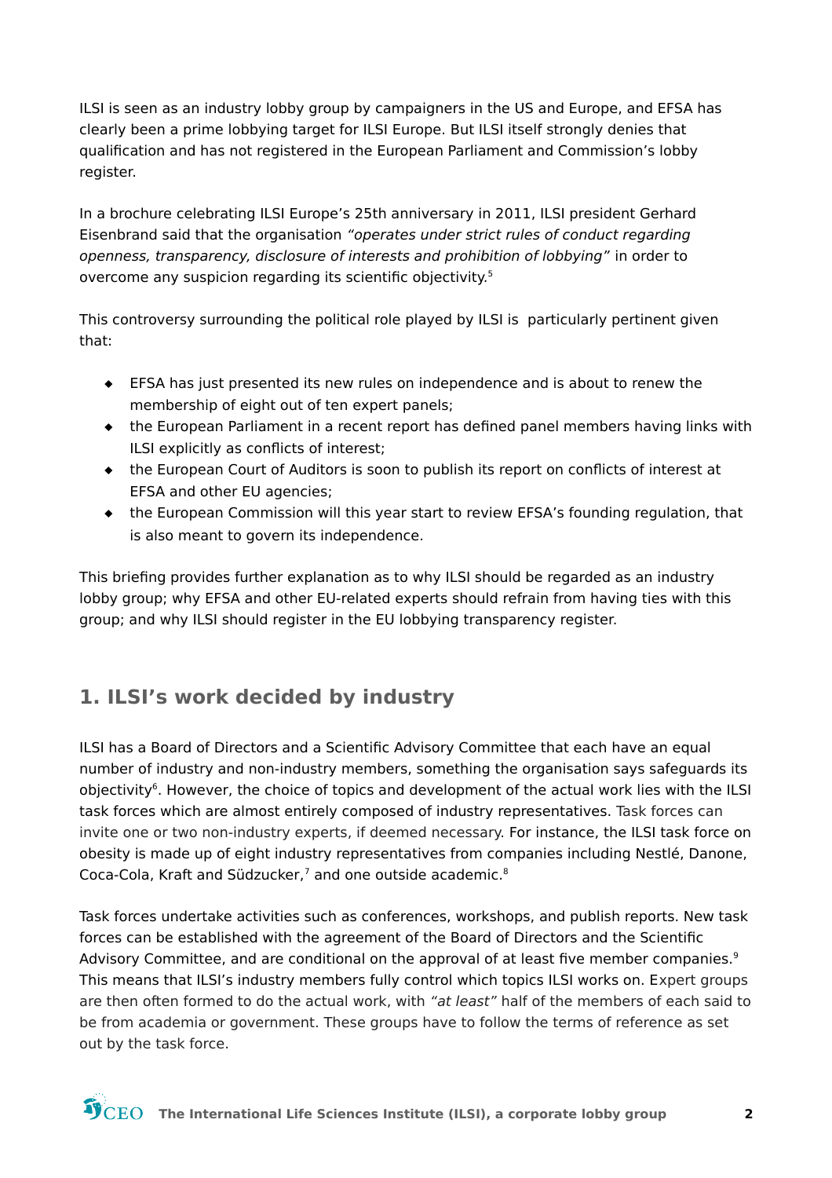ILSI is seen as an industry lobby group by campaigners in the US and Europe, and EFSA has clearly been a prime lobbying target for ILSI Europe. But ILSI itself strongly denies that qualification and has not registered in the European Parliament and Commission's lobby register.

In a brochure celebrating ILSI Europe's 25th anniversary in 2011, ILSI president Gerhard Eisenbrand said that the organisation *"operates under strict rules of conduct regarding openness, transparency, disclosure of interests and prohibition of lobbying"* in order to overcome any suspicion regarding its scientific objectivity.[5]

This controversy surrounding the political role played by ILSI is particularly pertinent given that:

- EFSA has just presented its new rules on independence and is about to renew the membership of eight out of ten expert panels;
- the European Parliament in a recent report has defined panel members having links with ILSI explicitly as conflicts of interest;
- the European Court of Auditors is soon to publish its report on conflicts of interest at EFSA and other EU agencies;
- the European Commission will this year start to review EFSA's founding regulation, that is also meant to govern its independence.

This briefing provides further explanation as to why ILSI should be regarded as an industry lobby group; why EFSA and other EU-related experts should refrain from having ties with this group; and why ILSI should register in the EU lobbying transparency register.

## 1. ILSI's work decided by industry

ILSI has a Board of Directors and a Scientific Advisory Committee that each have an equal number of industry and non-industry members, something the organisation says safeguards its objectivity[6]. However, the choice of topics and development of the actual work lies with the ILSI task forces which are almost entirely composed of industry representatives. Task forces can invite one or two non-industry experts, if deemed necessary. For instance, the ILSI task force on obesity is made up of eight industry representatives from companies including Nestlé, Danone, Coca-Cola, Kraft and Südzucker,[7] and one outside academic.[8]

Task forces undertake activities such as conferences, workshops, and publish reports. New task forces can be established with the agreement of the Board of Directors and the Scientific Advisory Committee, and are conditional on the approval of at least five member companies.[9] This means that ILSI's industry members fully control which topics ILSI works on. Expert groups are then often formed to do the actual work, with *"at least"* half of the members of each said to be from academia or government. These groups have to follow the terms of reference as set out by the task force.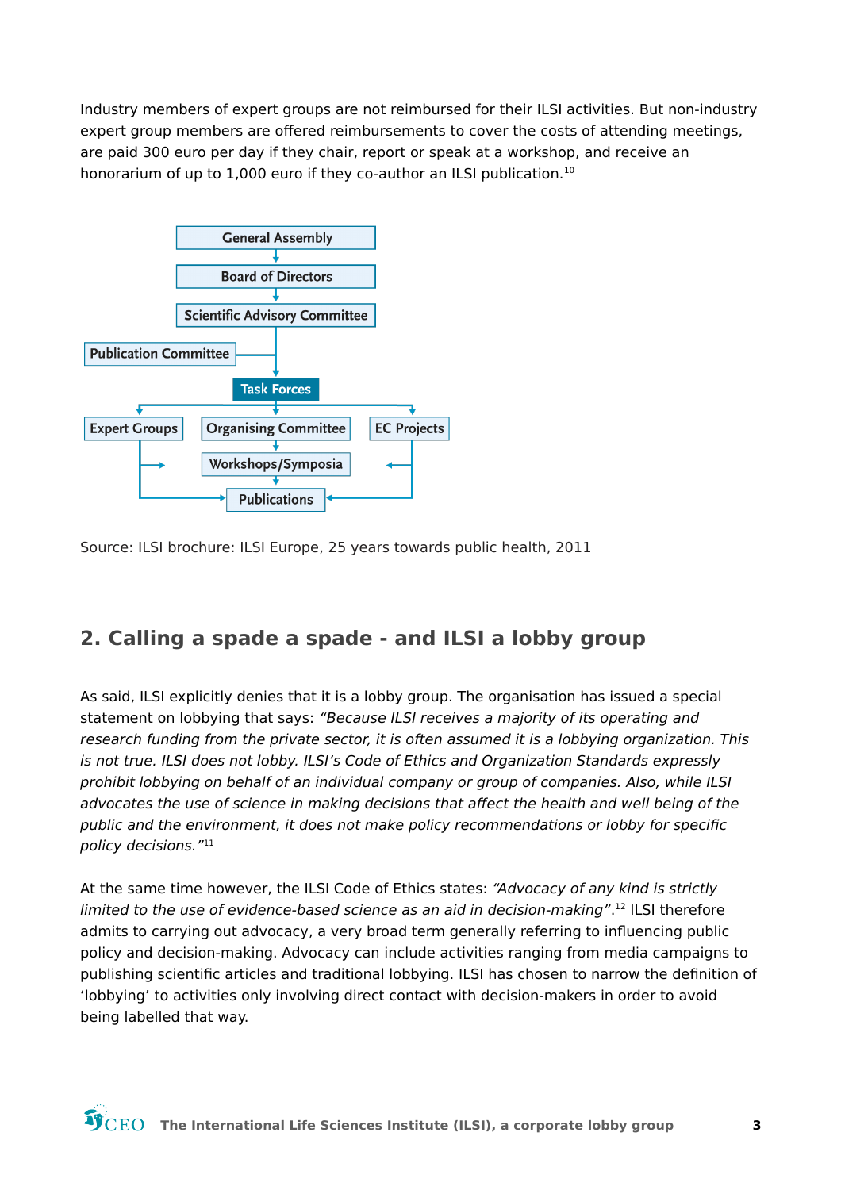Industry members of expert groups are not reimbursed for their ILSI activities. But non-industry expert group members are offered reimbursements to cover the costs of attending meetings, are paid 300 euro per day if they chair, report or speak at a workshop, and receive an honorarium of up to 1,000 euro if they co-author an ILSI publication.[10]

General Assembly
Board of Directors
Scientific Advisory Committee
Publication Committee
Task Forces
Expert Groups | Organising Committee | EC Projects
Workshops/Symposia
Publications

Source: ILSI brochure: ILSI Europe, 25 years towards public health, 2011

## 2. Calling a spade a spade - and ILSI a lobby group

As said, ILSI explicitly denies that it is a lobby group. The organisation has issued a special statement on lobbying that says: *"Because ILSI receives a majority of its operating and research funding from the private sector, it is often assumed it is a lobbying organization. This is not true. ILSI does not lobby. ILSI's Code of Ethics and Organization Standards expressly prohibit lobbying on behalf of an individual company or group of companies. Also, while ILSI advocates the use of science in making decisions that affect the health and well being of the public and the environment, it does not make policy recommendations or lobby for specific policy decisions."*[11]

At the same time however, the ILSI Code of Ethics states: *"Advocacy of any kind is strictly limited to the use of evidence-based science as an aid in decision-making"*.[12] ILSI therefore admits to carrying out advocacy, a very broad term generally referring to influencing public policy and decision-making. Advocacy can include activities ranging from media campaigns to publishing scientific articles and traditional lobbying. ILSI has chosen to narrow the definition of 'lobbying' to activities only involving direct contact with decision-makers in order to avoid being labelled that way.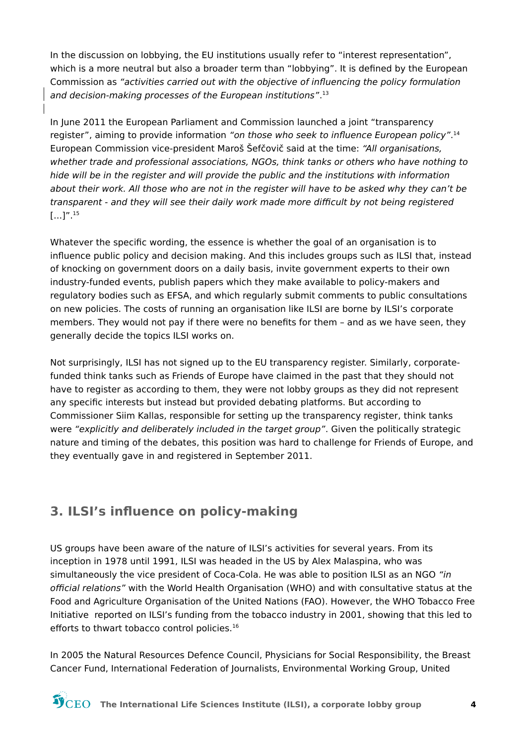In the discussion on lobbying, the EU institutions usually refer to “interest representation”, which is a more neutral but also a broader term than “lobbying”. It is defined by the European Commission as *“activities carried out with the objective of influencing the policy formulation and decision-making processes of the European institutions”*.[13]

In June 2011 the European Parliament and Commission launched a joint “transparency register”, aiming to provide information *“on those who seek to influence European policy”*.[14] European Commission vice-president Maroš Šefčovič said at the time: *“All organisations, whether trade and professional associations, NGOs, think tanks or others who have nothing to hide will be in the register and will provide the public and the institutions with information about their work. All those who are not in the register will have to be asked why they can’t be transparent - and they will see their daily work made more difficult by not being registered* [...]”.[15]

Whatever the specific wording, the essence is whether the goal of an organisation is to influence public policy and decision making. And this includes groups such as ILSI that, instead of knocking on government doors on a daily basis, invite government experts to their own industry-funded events, publish papers which they make available to policy-makers and regulatory bodies such as EFSA, and which regularly submit comments to public consultations on new policies. The costs of running an organisation like ILSI are borne by ILSI’s corporate members. They would not pay if there were no benefits for them – and as we have seen, they generally decide the topics ILSI works on.

Not surprisingly, ILSI has not signed up to the EU transparency register. Similarly, corporate-funded think tanks such as Friends of Europe have claimed in the past that they should not have to register as according to them, they were not lobby groups as they did not represent any specific interests but instead but provided debating platforms. But according to Commissioner Siim Kallas, responsible for setting up the transparency register, think tanks were *“explicitly and deliberately included in the target group”*. Given the politically strategic nature and timing of the debates, this position was hard to challenge for Friends of Europe, and they eventually gave in and registered in September 2011.

## 3. ILSI’s influence on policy-making

US groups have been aware of the nature of ILSI’s activities for several years. From its inception in 1978 until 1991, ILSI was headed in the US by Alex Malaspina, who was simultaneously the vice president of Coca-Cola. He was able to position ILSI as an NGO *“in official relations”* with the World Health Organisation (WHO) and with consultative status at the Food and Agriculture Organisation of the United Nations (FAO). However, the WHO Tobacco Free Initiative reported on ILSI’s funding from the tobacco industry in 2001, showing that this led to efforts to thwart tobacco control policies.[16]

In 2005 the Natural Resources Defence Council, Physicians for Social Responsibility, the Breast Cancer Fund, International Federation of Journalists, Environmental Working Group, United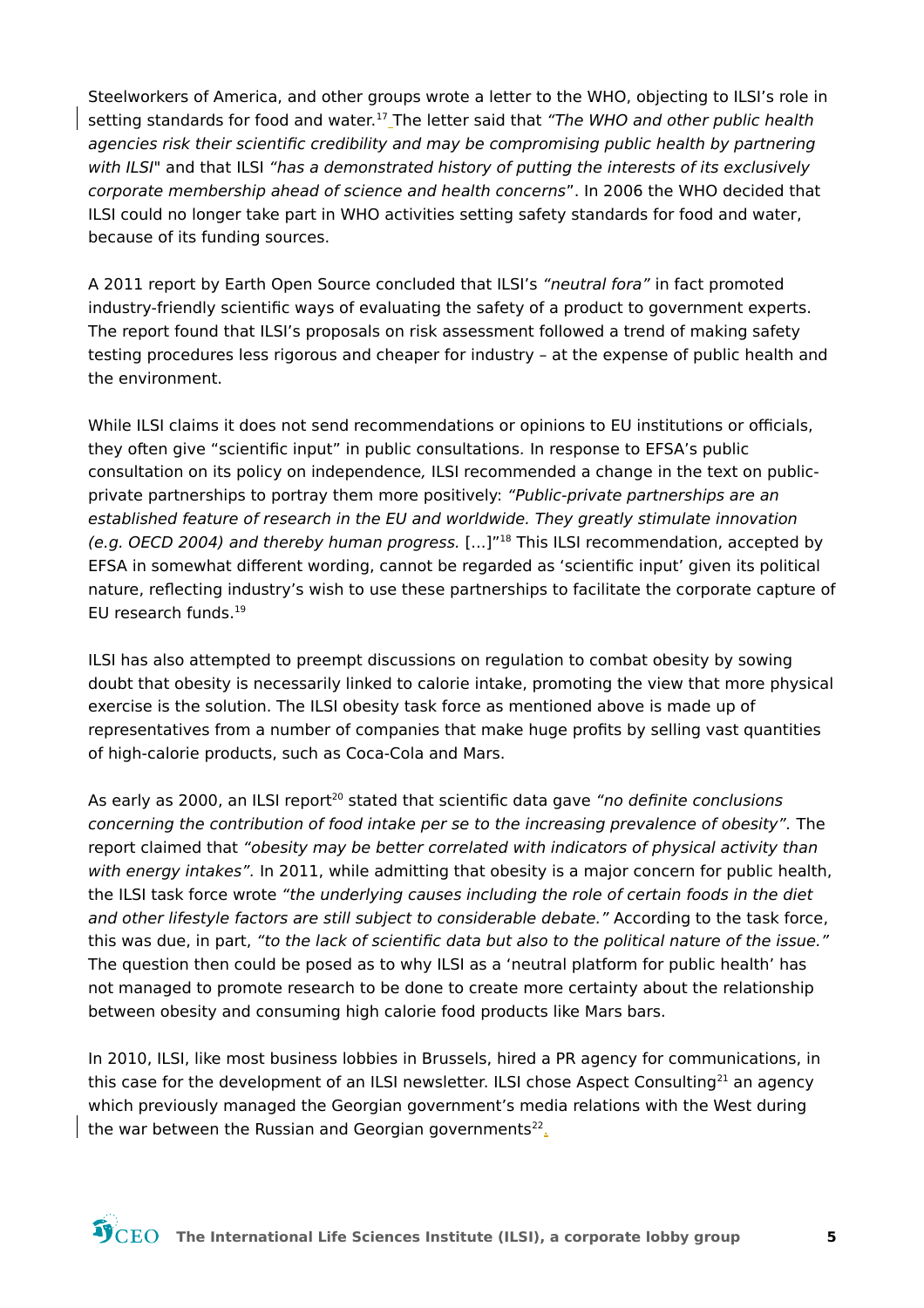Steelworkers of America, and other groups wrote a letter to the WHO, objecting to ILSI's role in setting standards for food and water.[17] The letter said that *"The WHO and other public health agencies risk their scientific credibility and may be compromising public health by partnering with ILSI*" and that ILSI *"has a demonstrated history of putting the interests of its exclusively corporate membership ahead of science and health concerns*". In 2006 the WHO decided that ILSI could no longer take part in WHO activities setting safety standards for food and water, because of its funding sources.

A 2011 report by Earth Open Source concluded that ILSI's *"neutral fora"* in fact promoted industry-friendly scientific ways of evaluating the safety of a product to government experts. The report found that ILSI's proposals on risk assessment followed a trend of making safety testing procedures less rigorous and cheaper for industry – at the expense of public health and the environment.

While ILSI claims it does not send recommendations or opinions to EU institutions or officials, they often give "scientific input" in public consultations. In response to EFSA's public consultation on its policy on independence, ILSI recommended a change in the text on public-private partnerships to portray them more positively: *"Public-private partnerships are an established feature of research in the EU and worldwide. They greatly stimulate innovation (e.g. OECD 2004) and thereby human progress.* [...]"[18] This ILSI recommendation, accepted by EFSA in somewhat different wording, cannot be regarded as 'scientific input' given its political nature, reflecting industry's wish to use these partnerships to facilitate the corporate capture of EU research funds.[19]

ILSI has also attempted to preempt discussions on regulation to combat obesity by sowing doubt that obesity is necessarily linked to calorie intake, promoting the view that more physical exercise is the solution. The ILSI obesity task force as mentioned above is made up of representatives from a number of companies that make huge profits by selling vast quantities of high-calorie products, such as Coca-Cola and Mars.

As early as 2000, an ILSI report[20] stated that scientific data gave *"no definite conclusions concerning the contribution of food intake per se to the increasing prevalence of obesity"*. The report claimed that *"obesity may be better correlated with indicators of physical activity than with energy intakes"*. In 2011, while admitting that obesity is a major concern for public health, the ILSI task force wrote *"the underlying causes including the role of certain foods in the diet and other lifestyle factors are still subject to considerable debate."* According to the task force, this was due, in part, *"to the lack of scientific data but also to the political nature of the issue."* The question then could be posed as to why ILSI as a 'neutral platform for public health' has not managed to promote research to be done to create more certainty about the relationship between obesity and consuming high calorie food products like Mars bars.

In 2010, ILSI, like most business lobbies in Brussels, hired a PR agency for communications, in this case for the development of an ILSI newsletter. ILSI chose Aspect Consulting[21] an agency which previously managed the Georgian government's media relations with the West during the war between the Russian and Georgian governments[22].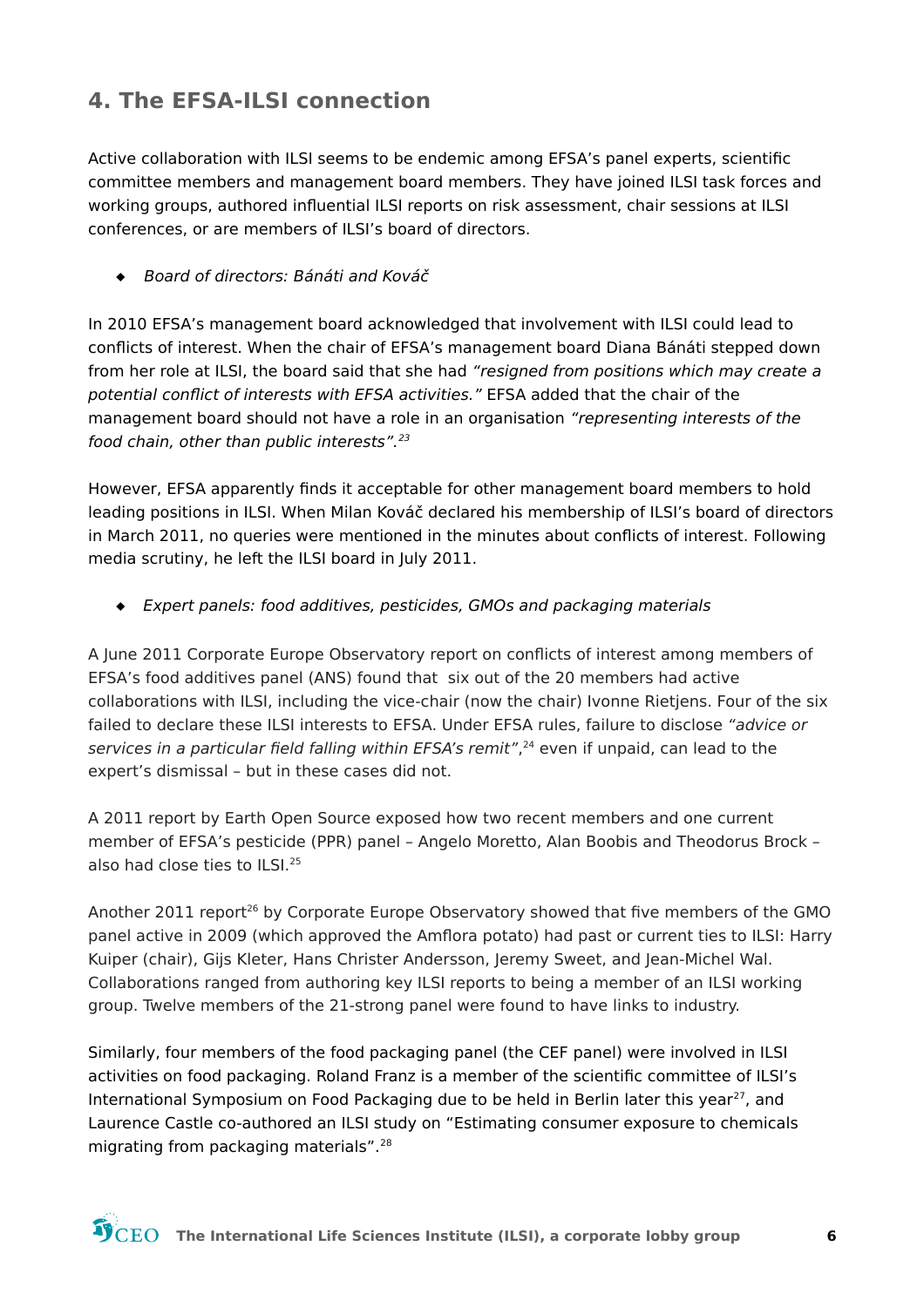## 4. The EFSA-ILSI connection

Active collaboration with ILSI seems to be endemic among EFSA's panel experts, scientific committee members and management board members. They have joined ILSI task forces and working groups, authored influential ILSI reports on risk assessment, chair sessions at ILSI conferences, or are members of ILSI's board of directors.

- *Board of directors: Bánáti and Kováč*

In 2010 EFSA's management board acknowledged that involvement with ILSI could lead to conflicts of interest. When the chair of EFSA's management board Diana Bánáti stepped down from her role at ILSI, the board said that she had *"resigned from positions which may create a potential conflict of interests with EFSA activities."* EFSA added that the chair of the management board should not have a role in an organisation *"representing interests of the food chain, other than public interests".*[23]

However, EFSA apparently finds it acceptable for other management board members to hold leading positions in ILSI. When Milan Kováč declared his membership of ILSI's board of directors in March 2011, no queries were mentioned in the minutes about conflicts of interest. Following media scrutiny, he left the ILSI board in July 2011.

- *Expert panels: food additives, pesticides, GMOs and packaging materials*

A June 2011 Corporate Europe Observatory report on conflicts of interest among members of EFSA's food additives panel (ANS) found that six out of the 20 members had active collaborations with ILSI, including the vice-chair (now the chair) Ivonne Rietjens. Four of the six failed to declare these ILSI interests to EFSA. Under EFSA rules, failure to disclose *"advice or services in a particular field falling within EFSA's remit"*,[24] even if unpaid, can lead to the expert's dismissal – but in these cases did not.

A 2011 report by Earth Open Source exposed how two recent members and one current member of EFSA's pesticide (PPR) panel – Angelo Moretto, Alan Boobis and Theodorus Brock – also had close ties to ILSI.[25]

Another 2011 report[26] by Corporate Europe Observatory showed that five members of the GMO panel active in 2009 (which approved the Amflora potato) had past or current ties to ILSI: Harry Kuiper (chair), Gijs Kleter, Hans Christer Andersson, Jeremy Sweet, and Jean-Michel Wal. Collaborations ranged from authoring key ILSI reports to being a member of an ILSI working group. Twelve members of the 21-strong panel were found to have links to industry.

Similarly, four members of the food packaging panel (the CEF panel) were involved in ILSI activities on food packaging. Roland Franz is a member of the scientific committee of ILSI's International Symposium on Food Packaging due to be held in Berlin later this year[27], and Laurence Castle co-authored an ILSI study on "Estimating consumer exposure to chemicals migrating from packaging materials".[28]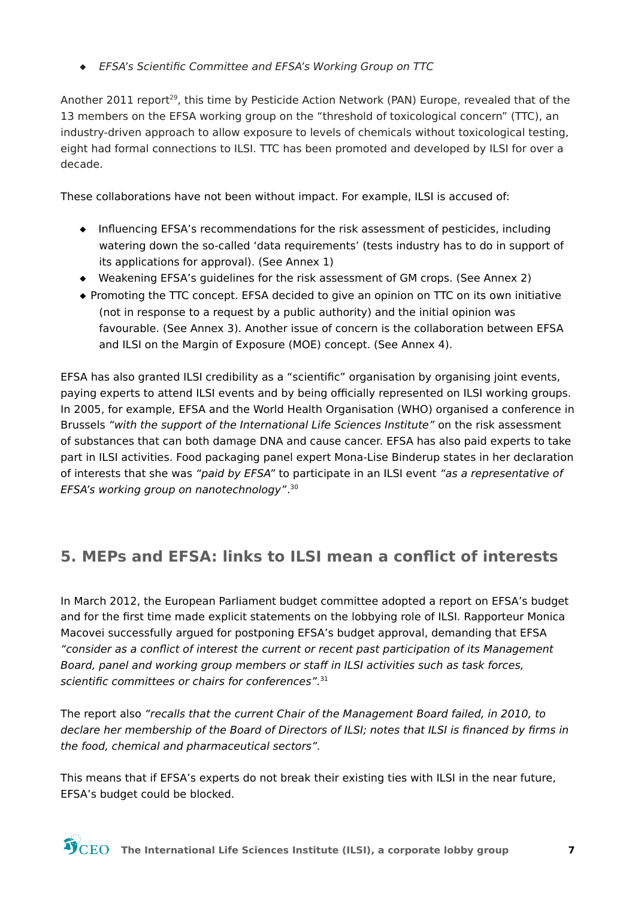- *EFSA's Scientific Committee and EFSA's Working Group on TTC*

Another 2011 report[29], this time by Pesticide Action Network (PAN) Europe, revealed that of the 13 members on the EFSA working group on the "threshold of toxicological concern" (TTC), an industry-driven approach to allow exposure to levels of chemicals without toxicological testing, eight had formal connections to ILSI. TTC has been promoted and developed by ILSI for over a decade.

These collaborations have not been without impact. For example, ILSI is accused of:

- Influencing EFSA's recommendations for the risk assessment of pesticides, including watering down the so-called 'data requirements' (tests industry has to do in support of its applications for approval). (See Annex 1)
- Weakening EFSA's guidelines for the risk assessment of GM crops. (See Annex 2)
- Promoting the TTC concept. EFSA decided to give an opinion on TTC on its own initiative (not in response to a request by a public authority) and the initial opinion was favourable. (See Annex 3). Another issue of concern is the collaboration between EFSA and ILSI on the Margin of Exposure (MOE) concept. (See Annex 4).

EFSA has also granted ILSI credibility as a "scientific" organisation by organising joint events, paying experts to attend ILSI events and by being officially represented on ILSI working groups. In 2005, for example, EFSA and the World Health Organisation (WHO) organised a conference in Brussels *"with the support of the International Life Sciences Institute"* on the risk assessment of substances that can both damage DNA and cause cancer. EFSA has also paid experts to take part in ILSI activities. Food packaging panel expert Mona-Lise Binderup states in her declaration of interests that she was *"paid by EFSA"* to participate in an ILSI event *"as a representative of EFSA's working group on nanotechnology"*.[30]

## 5. MEPs and EFSA: links to ILSI mean a conflict of interests

In March 2012, the European Parliament budget committee adopted a report on EFSA's budget and for the first time made explicit statements on the lobbying role of ILSI. Rapporteur Monica Macovei successfully argued for postponing EFSA's budget approval, demanding that EFSA *"consider as a conflict of interest the current or recent past participation of its Management Board, panel and working group members or staff in ILSI activities such as task forces, scientific committees or chairs for conferences".*[31]

The report also *"recalls that the current Chair of the Management Board failed, in 2010, to declare her membership of the Board of Directors of ILSI; notes that ILSI is financed by firms in the food, chemical and pharmaceutical sectors".*

This means that if EFSA's experts do not break their existing ties with ILSI in the near future, EFSA's budget could be blocked.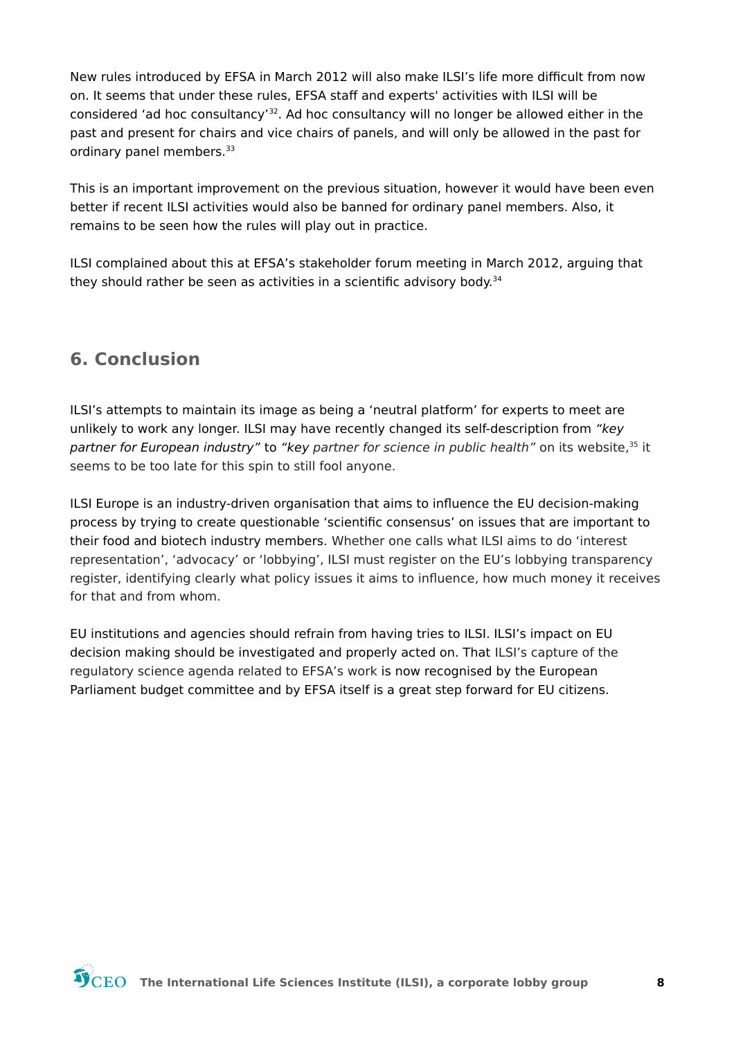New rules introduced by EFSA in March 2012 will also make ILSI's life more difficult from now on. It seems that under these rules, EFSA staff and experts' activities with ILSI will be considered 'ad hoc consultancy'[32]. Ad hoc consultancy will no longer be allowed either in the past and present for chairs and vice chairs of panels, and will only be allowed in the past for ordinary panel members.[33]

This is an important improvement on the previous situation, however it would have been even better if recent ILSI activities would also be banned for ordinary panel members. Also, it remains to be seen how the rules will play out in practice.

ILSI complained about this at EFSA's stakeholder forum meeting in March 2012, arguing that they should rather be seen as activities in a scientific advisory body.[34]

## 6. Conclusion

ILSI's attempts to maintain its image as being a 'neutral platform' for experts to meet are unlikely to work any longer. ILSI may have recently changed its self-description from *"key partner for European industry"* to *"key partner for science in public health"* on its website,[35] it seems to be too late for this spin to still fool anyone.

ILSI Europe is an industry-driven organisation that aims to influence the EU decision-making process by trying to create questionable 'scientific consensus' on issues that are important to their food and biotech industry members. Whether one calls what ILSI aims to do 'interest representation', 'advocacy' or 'lobbying', ILSI must register on the EU's lobbying transparency register, identifying clearly what policy issues it aims to influence, how much money it receives for that and from whom.

EU institutions and agencies should refrain from having tries to ILSI. ILSI's impact on EU decision making should be investigated and properly acted on. That ILSI's capture of the regulatory science agenda related to EFSA's work is now recognised by the European Parliament budget committee and by EFSA itself is a great step forward for EU citizens.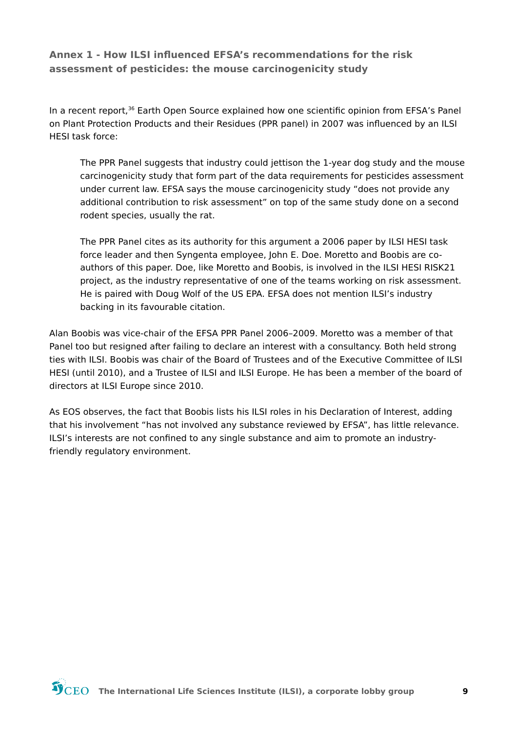## Annex 1 - How ILSI influenced EFSA's recommendations for the risk assessment of pesticides: the mouse carcinogenicity study

In a recent report,[36] Earth Open Source explained how one scientific opinion from EFSA's Panel on Plant Protection Products and their Residues (PPR panel) in 2007 was influenced by an ILSI HESI task force:

> The PPR Panel suggests that industry could jettison the 1-year dog study and the mouse carcinogenicity study that form part of the data requirements for pesticides assessment under current law. EFSA says the mouse carcinogenicity study "does not provide any additional contribution to risk assessment" on top of the same study done on a second rodent species, usually the rat.
>
> The PPR Panel cites as its authority for this argument a 2006 paper by ILSI HESI task force leader and then Syngenta employee, John E. Doe. Moretto and Boobis are co-authors of this paper. Doe, like Moretto and Boobis, is involved in the ILSI HESI RISK21 project, as the industry representative of one of the teams working on risk assessment. He is paired with Doug Wolf of the US EPA. EFSA does not mention ILSI's industry backing in its favourable citation.

Alan Boobis was vice-chair of the EFSA PPR Panel 2006–2009. Moretto was a member of that Panel too but resigned after failing to declare an interest with a consultancy. Both held strong ties with ILSI. Boobis was chair of the Board of Trustees and of the Executive Committee of ILSI HESI (until 2010), and a Trustee of ILSI and ILSI Europe. He has been a member of the board of directors at ILSI Europe since 2010.

As EOS observes, the fact that Boobis lists his ILSI roles in his Declaration of Interest, adding that his involvement "has not involved any substance reviewed by EFSA", has little relevance. ILSI's interests are not confined to any single substance and aim to promote an industry-friendly regulatory environment.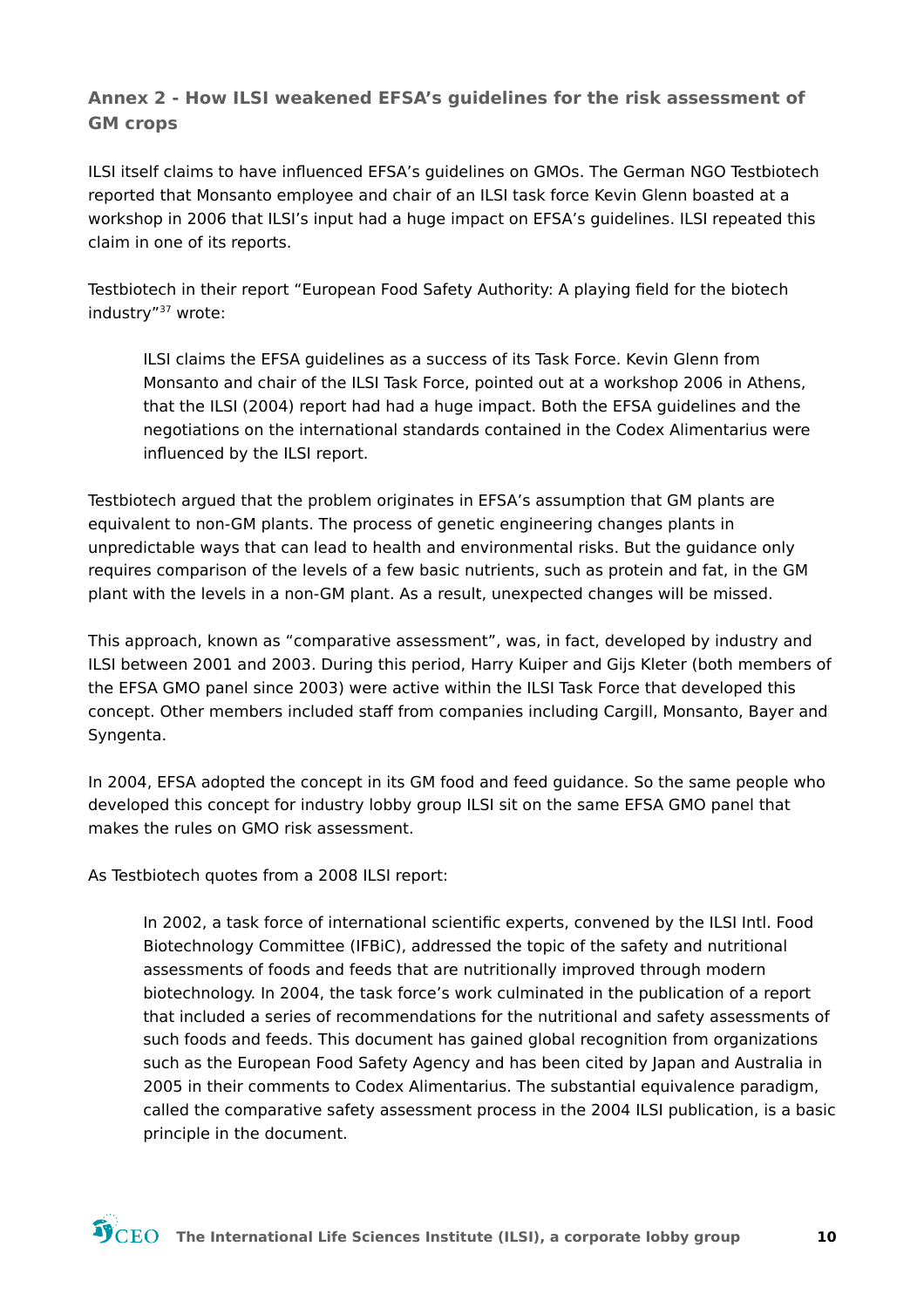### Annex 2 - How ILSI weakened EFSA's guidelines for the risk assessment of GM crops

ILSI itself claims to have influenced EFSA's guidelines on GMOs. The German NGO Testbiotech reported that Monsanto employee and chair of an ILSI task force Kevin Glenn boasted at a workshop in 2006 that ILSI's input had a huge impact on EFSA's guidelines. ILSI repeated this claim in one of its reports.

Testbiotech in their report "European Food Safety Authority: A playing field for the biotech industry"[37] wrote:

> ILSI claims the EFSA guidelines as a success of its Task Force. Kevin Glenn from Monsanto and chair of the ILSI Task Force, pointed out at a workshop 2006 in Athens, that the ILSI (2004) report had had a huge impact. Both the EFSA guidelines and the negotiations on the international standards contained in the Codex Alimentarius were influenced by the ILSI report.

Testbiotech argued that the problem originates in EFSA's assumption that GM plants are equivalent to non-GM plants. The process of genetic engineering changes plants in unpredictable ways that can lead to health and environmental risks. But the guidance only requires comparison of the levels of a few basic nutrients, such as protein and fat, in the GM plant with the levels in a non-GM plant. As a result, unexpected changes will be missed.

This approach, known as "comparative assessment", was, in fact, developed by industry and ILSI between 2001 and 2003. During this period, Harry Kuiper and Gijs Kleter (both members of the EFSA GMO panel since 2003) were active within the ILSI Task Force that developed this concept. Other members included staff from companies including Cargill, Monsanto, Bayer and Syngenta.

In 2004, EFSA adopted the concept in its GM food and feed guidance. So the same people who developed this concept for industry lobby group ILSI sit on the same EFSA GMO panel that makes the rules on GMO risk assessment.

As Testbiotech quotes from a 2008 ILSI report:

> In 2002, a task force of international scientific experts, convened by the ILSI Intl. Food Biotechnology Committee (IFBiC), addressed the topic of the safety and nutritional assessments of foods and feeds that are nutritionally improved through modern biotechnology. In 2004, the task force's work culminated in the publication of a report that included a series of recommendations for the nutritional and safety assessments of such foods and feeds. This document has gained global recognition from organizations such as the European Food Safety Agency and has been cited by Japan and Australia in 2005 in their comments to Codex Alimentarius. The substantial equivalence paradigm, called the comparative safety assessment process in the 2004 ILSI publication, is a basic principle in the document.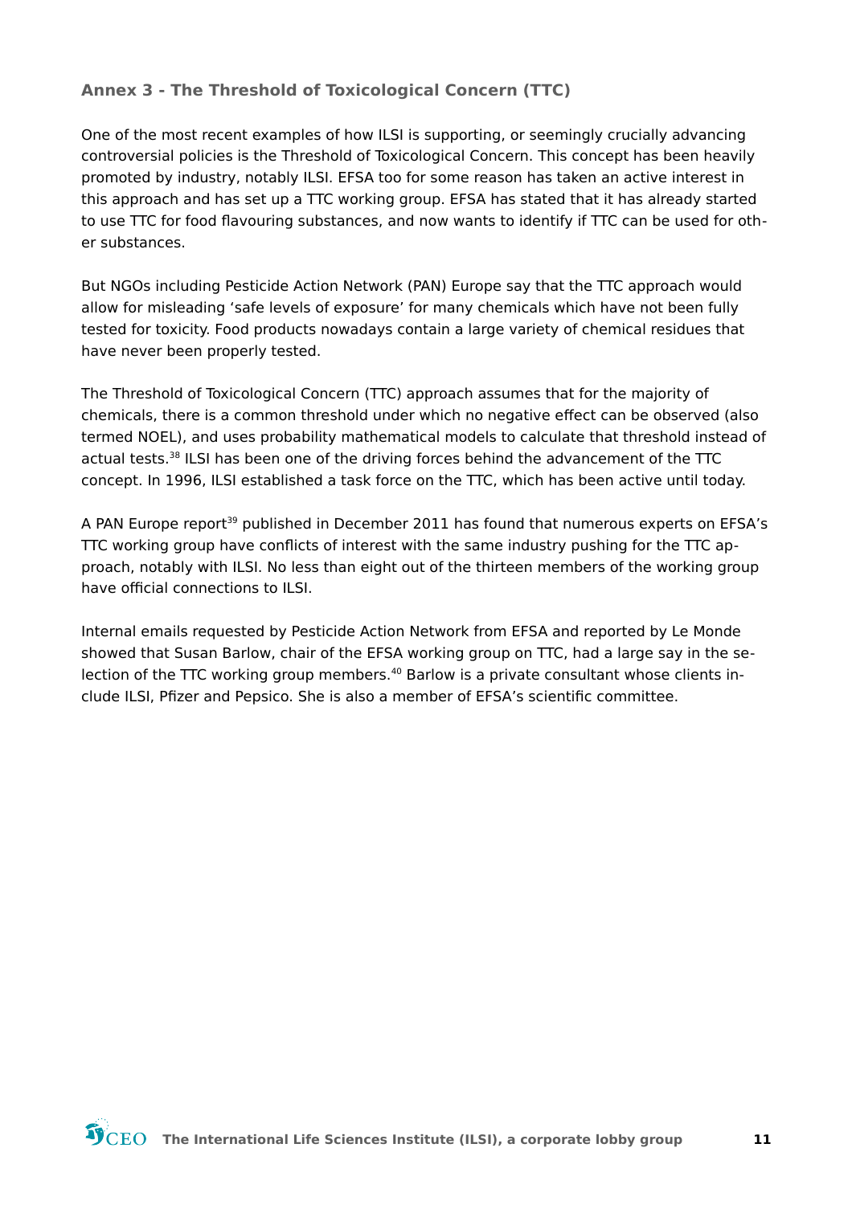## Annex 3 - The Threshold of Toxicological Concern (TTC)

One of the most recent examples of how ILSI is supporting, or seemingly crucially advancing controversial policies is the Threshold of Toxicological Concern. This concept has been heavily promoted by industry, notably ILSI. EFSA too for some reason has taken an active interest in this approach and has set up a TTC working group. EFSA has stated that it has already started to use TTC for food flavouring substances, and now wants to identify if TTC can be used for other substances.

But NGOs including Pesticide Action Network (PAN) Europe say that the TTC approach would allow for misleading 'safe levels of exposure' for many chemicals which have not been fully tested for toxicity. Food products nowadays contain a large variety of chemical residues that have never been properly tested.

The Threshold of Toxicological Concern (TTC) approach assumes that for the majority of chemicals, there is a common threshold under which no negative effect can be observed (also termed NOEL), and uses probability mathematical models to calculate that threshold instead of actual tests.[38] ILSI has been one of the driving forces behind the advancement of the TTC concept. In 1996, ILSI established a task force on the TTC, which has been active until today.

A PAN Europe report[39] published in December 2011 has found that numerous experts on EFSA's TTC working group have conflicts of interest with the same industry pushing for the TTC approach, notably with ILSI. No less than eight out of the thirteen members of the working group have official connections to ILSI.

Internal emails requested by Pesticide Action Network from EFSA and reported by Le Monde showed that Susan Barlow, chair of the EFSA working group on TTC, had a large say in the selection of the TTC working group members.[40] Barlow is a private consultant whose clients include ILSI, Pfizer and Pepsico. She is also a member of EFSA's scientific committee.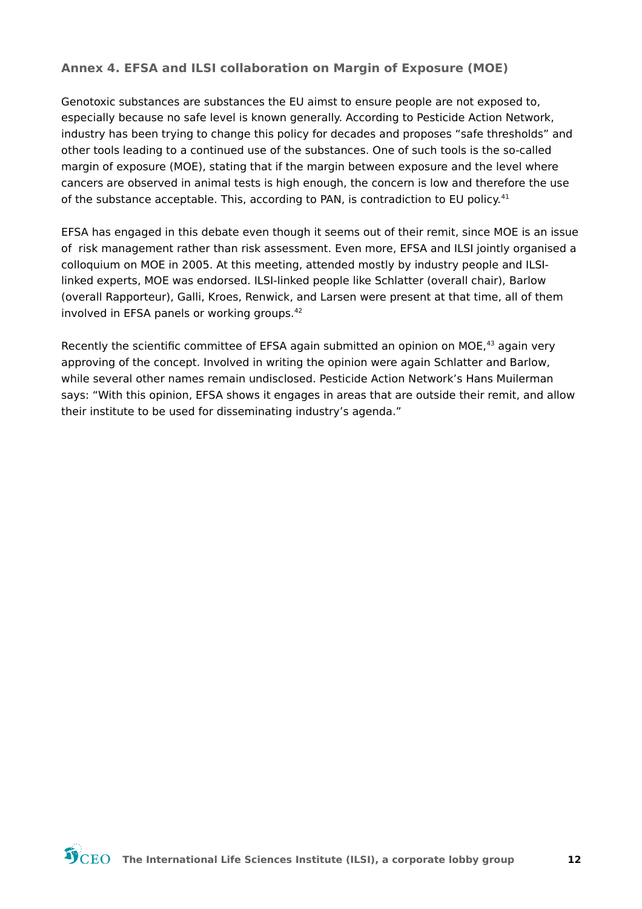## Annex 4. EFSA and ILSI collaboration on Margin of Exposure (MOE)

Genotoxic substances are substances the EU aimst to ensure people are not exposed to, especially because no safe level is known generally. According to Pesticide Action Network, industry has been trying to change this policy for decades and proposes “safe thresholds” and other tools leading to a continued use of the substances. One of such tools is the so-called margin of exposure (MOE), stating that if the margin between exposure and the level where cancers are observed in animal tests is high enough, the concern is low and therefore the use of the substance acceptable. This, according to PAN, is contradiction to EU policy.[41]

EFSA has engaged in this debate even though it seems out of their remit, since MOE is an issue of risk management rather than risk assessment. Even more, EFSA and ILSI jointly organised a colloquium on MOE in 2005. At this meeting, attended mostly by industry people and ILSI-linked experts, MOE was endorsed. ILSI-linked people like Schlatter (overall chair), Barlow (overall Rapporteur), Galli, Kroes, Renwick, and Larsen were present at that time, all of them involved in EFSA panels or working groups.[42]

Recently the scientific committee of EFSA again submitted an opinion on MOE,[43] again very approving of the concept. Involved in writing the opinion were again Schlatter and Barlow, while several other names remain undisclosed. Pesticide Action Network’s Hans Muilerman says: “With this opinion, EFSA shows it engages in areas that are outside their remit, and allow their institute to be used for disseminating industry’s agenda.”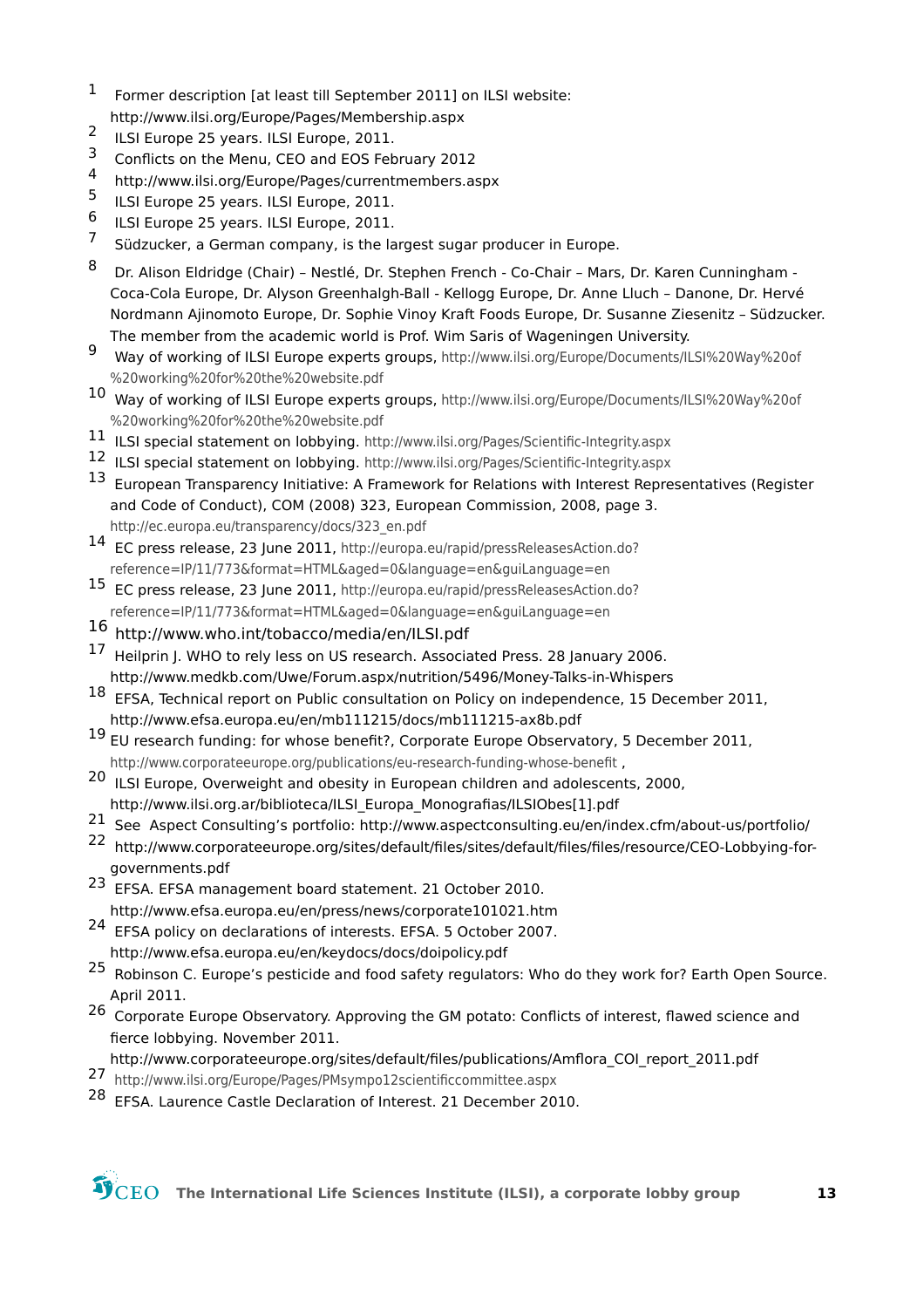1. Former description [at least till September 2011] on ILSI website: http://www.ilsi.org/Europe/Pages/Membership.aspx
2. ILSI Europe 25 years. ILSI Europe, 2011.
3. Conflicts on the Menu, CEO and EOS February 2012
4. http://www.ilsi.org/Europe/Pages/currentmembers.aspx
5. ILSI Europe 25 years. ILSI Europe, 2011.
6. ILSI Europe 25 years. ILSI Europe, 2011.
7. Südzucker, a German company, is the largest sugar producer in Europe.
8. Dr. Alison Eldridge (Chair) – Nestlé, Dr. Stephen French - Co-Chair – Mars, Dr. Karen Cunningham - Coca-Cola Europe, Dr. Alyson Greenhalgh-Ball - Kellogg Europe, Dr. Anne Lluch – Danone, Dr. Hervé Nordmann Ajinomoto Europe, Dr. Sophie Vinoy Kraft Foods Europe, Dr. Susanne Ziesenitz – Südzucker. The member from the academic world is Prof. Wim Saris of Wageningen University.
9. Way of working of ILSI Europe experts groups, http://www.ilsi.org/Europe/Documents/ILSI%20Way%20of%20working%20for%20the%20website.pdf
10. Way of working of ILSI Europe experts groups, http://www.ilsi.org/Europe/Documents/ILSI%20Way%20of%20working%20for%20the%20website.pdf
11. ILSI special statement on lobbying. http://www.ilsi.org/Pages/Scientific-Integrity.aspx
12. ILSI special statement on lobbying. http://www.ilsi.org/Pages/Scientific-Integrity.aspx
13. European Transparency Initiative: A Framework for Relations with Interest Representatives (Register and Code of Conduct), COM (2008) 323, European Commission, 2008, page 3. http://ec.europa.eu/transparency/docs/323_en.pdf
14. EC press release, 23 June 2011, http://europa.eu/rapid/pressReleasesAction.do?reference=IP/11/773&format=HTML&aged=0&language=en&guiLanguage=en
15. EC press release, 23 June 2011, http://europa.eu/rapid/pressReleasesAction.do?reference=IP/11/773&format=HTML&aged=0&language=en&guiLanguage=en
16. http://www.who.int/tobacco/media/en/ILSI.pdf
17. Heilprin J. WHO to rely less on US research. Associated Press. 28 January 2006. http://www.medkb.com/Uwe/Forum.aspx/nutrition/5496/Money-Talks-in-Whispers
18. EFSA, Technical report on Public consultation on Policy on independence, 15 December 2011, http://www.efsa.europa.eu/en/mb111215/docs/mb111215-ax8b.pdf
19. EU research funding: for whose benefit?, Corporate Europe Observatory, 5 December 2011, http://www.corporateeurope.org/publications/eu-research-funding-whose-benefit ,
20. ILSI Europe, Overweight and obesity in European children and adolescents, 2000, http://www.ilsi.org.ar/biblioteca/ILSI_Europa_Monografias/ILSIObes[1].pdf
21. See Aspect Consulting’s portfolio: http://www.aspectconsulting.eu/en/index.cfm/about-us/portfolio/
22. http://www.corporateeurope.org/sites/default/files/sites/default/files/files/resource/CEO-Lobbying-for-governments.pdf
23. EFSA. EFSA management board statement. 21 October 2010. http://www.efsa.europa.eu/en/press/news/corporate101021.htm
24. EFSA policy on declarations of interests. EFSA. 5 October 2007. http://www.efsa.europa.eu/en/keydocs/docs/doipolicy.pdf
25. Robinson C. Europe’s pesticide and food safety regulators: Who do they work for? Earth Open Source. April 2011.
26. Corporate Europe Observatory. Approving the GM potato: Conflicts of interest, flawed science and fierce lobbying. November 2011. http://www.corporateeurope.org/sites/default/files/publications/Amflora_COI_report_2011.pdf
27. http://www.ilsi.org/Europe/Pages/PMsympo12scientificcommittee.aspx
28. EFSA. Laurence Castle Declaration of Interest. 21 December 2010.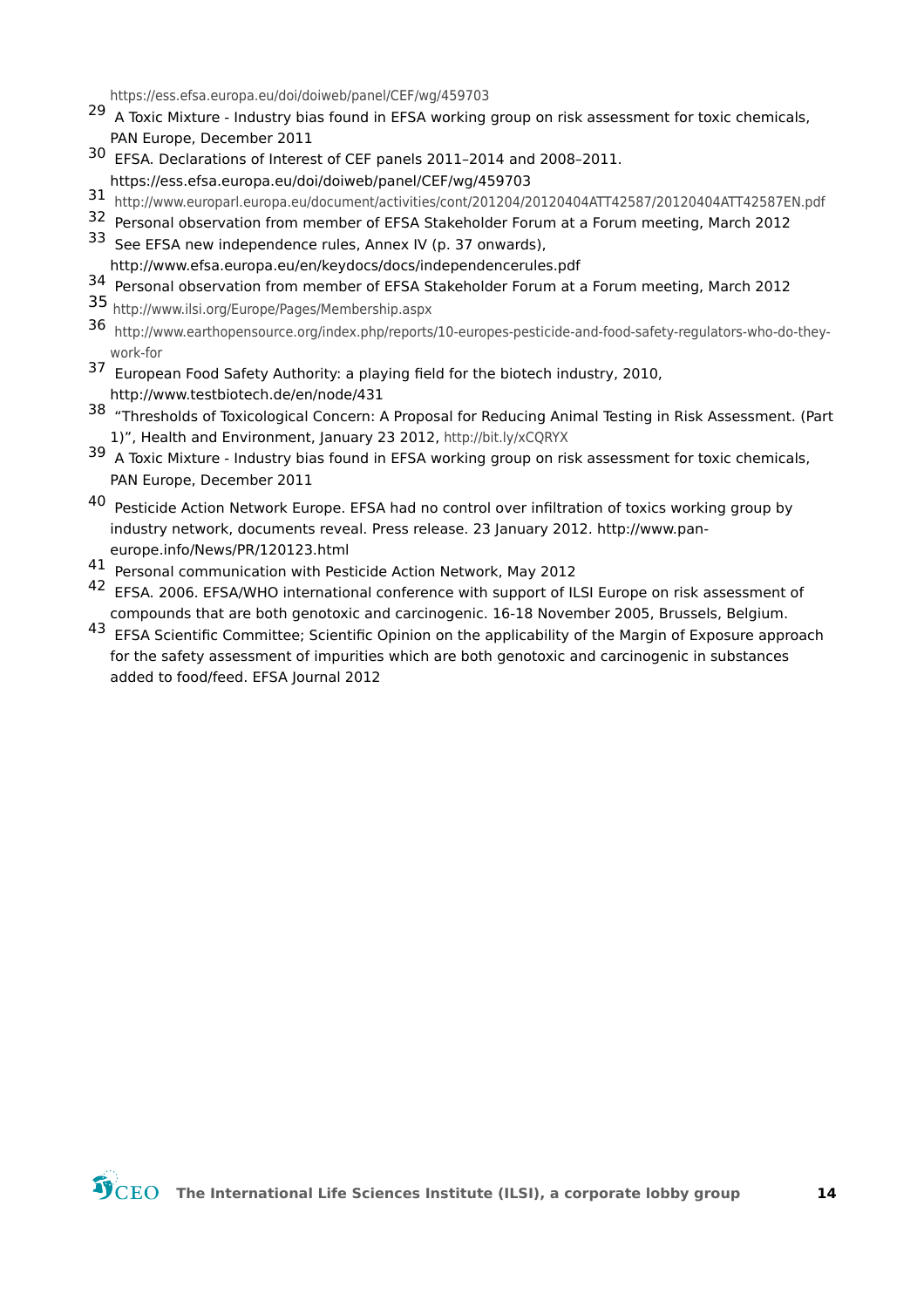https://ess.efsa.europa.eu/doi/doiweb/panel/CEF/wg/459703

29 A Toxic Mixture - Industry bias found in EFSA working group on risk assessment for toxic chemicals, PAN Europe, December 2011

30 EFSA. Declarations of Interest of CEF panels 2011–2014 and 2008–2011. https://ess.efsa.europa.eu/doi/doiweb/panel/CEF/wg/459703

31 http://www.europarl.europa.eu/document/activities/cont/201204/20120404ATT42587/20120404ATT42587EN.pdf

32 Personal observation from member of EFSA Stakeholder Forum at a Forum meeting, March 2012

33 See EFSA new independence rules, Annex IV (p. 37 onwards), http://www.efsa.europa.eu/en/keydocs/docs/independencerules.pdf

34 Personal observation from member of EFSA Stakeholder Forum at a Forum meeting, March 2012

35 http://www.ilsi.org/Europe/Pages/Membership.aspx

36 http://www.earthopensource.org/index.php/reports/10-europes-pesticide-and-food-safety-regulators-who-do-they-work-for

37 European Food Safety Authority: a playing field for the biotech industry, 2010, http://www.testbiotech.de/en/node/431

38 "Thresholds of Toxicological Concern: A Proposal for Reducing Animal Testing in Risk Assessment. (Part 1)", Health and Environment, January 23 2012, http://bit.ly/xCQRYX

39 A Toxic Mixture - Industry bias found in EFSA working group on risk assessment for toxic chemicals, PAN Europe, December 2011

40 Pesticide Action Network Europe. EFSA had no control over infiltration of toxics working group by industry network, documents reveal. Press release. 23 January 2012. http://www.pan-europe.info/News/PR/120123.html

41 Personal communication with Pesticide Action Network, May 2012

42 EFSA. 2006. EFSA/WHO international conference with support of ILSI Europe on risk assessment of compounds that are both genotoxic and carcinogenic. 16-18 November 2005, Brussels, Belgium.

43 EFSA Scientific Committee; Scientific Opinion on the applicability of the Margin of Exposure approach for the safety assessment of impurities which are both genotoxic and carcinogenic in substances added to food/feed. EFSA Journal 2012